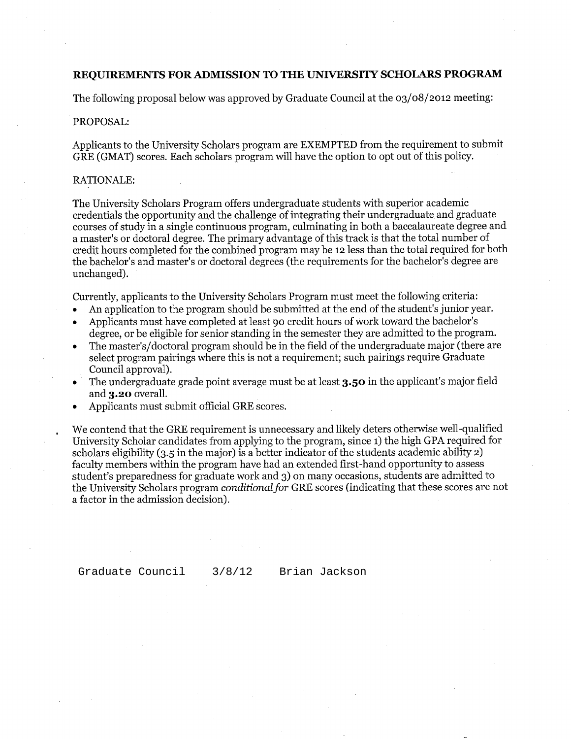**REQUIREMENTS FOR ADMISSION TO THE UNIVERSITY SCHOLARS PROGRAM**

The following proposal below was approved by Graduate Council at the 03/08/2012 meeting:

PROPOSAL:

Applicants to the University Scholars program are EXEMPTED from the requirement to submit GRE (GMAT) scores. Each scholars program will have the option to opt out of this policy.

RATIONALE:

The University Scholars Program offers undergraduate students with superior academic credentials the opportunity and the challenge of integrating their undergraduate and graduate courses of study in a single continuous program, culminating in both a baccalaureate degree and a master's or doctoral degree. The primary advantage of this track is that the total number of credit hours completed for the combined program may be 12 less than the total required for both the bachelor's and master's or doctoral degrees (the requirements for the bachelor's degree are unchanged).

Currently, applicants to the University Scholars Program must meet the following criteria:

- An application to the program should be submitted at the end of the student's junior year.
- Applicants must have completed at least 90 credit hours of work toward the bachelor's degree, or be eligible for senior standing in the semester they are admitted to the program.
- The master's/doctoral program should be in the field of the undergraduate major (there are select program pairings where this is not a requirement; such pairings require Graduate Council approval).
- The undergraduate grade point average must be at least **3.50** in the applicant's major field and **3.20** overall.
- Applicants must submit official GRE scores.

We contend that the GRE requirement is unnecessary and likely deters otherwise well-qualified University Scholar candidates from applying to the program, since 1) the high GPA required for scholars eligibility (3.5 in the major) is a better indicator of the students academic ability 2) faculty members within the program have had an extended first-hand opportunity to assess student's preparedness for graduate work and 3) on many occasions, students are admitted to the University Scholars program *conditional for* GRE scores (indicating that these scores are not a factor in the admission decision).

Graduate Council 3/8/12 Brian Jackson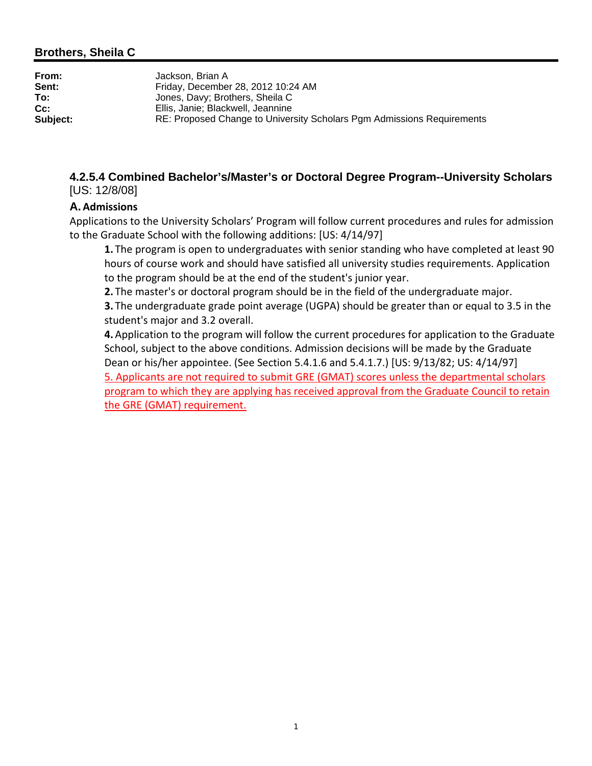## Brothers, Sheila C

**From:** Jackson, Brian A
**Sent:** Friday, December 28, 2012 10:24 AM
**To:** Jones, Davy; Brothers, Sheila C
**Cc:** Ellis, Janie; Blackwell, Jeannine
**Subject:** RE: Proposed Change to University Scholars Pgm Admissions Requirements

### 4.2.5.4 Combined Bachelor's/Master's or Doctoral Degree Program--University Scholars

[US: 12/8/08]

**A. Admissions**

Applications to the University Scholars' Program will follow current procedures and rules for admission to the Graduate School with the following additions: [US: 4/14/97]

**1.** The program is open to undergraduates with senior standing who have completed at least 90 hours of course work and should have satisfied all university studies requirements. Application to the program should be at the end of the student's junior year.

**2.** The master's or doctoral program should be in the field of the undergraduate major.

**3.** The undergraduate grade point average (UGPA) should be greater than or equal to 3.5 in the student's major and 3.2 overall.

**4.** Application to the program will follow the current procedures for application to the Graduate School, subject to the above conditions. Admission decisions will be made by the Graduate Dean or his/her appointee. (See Section 5.4.1.6 and 5.4.1.7.) [US: 9/13/82; US: 4/14/97]

5. Applicants are not required to submit GRE (GMAT) scores unless the departmental scholars program to which they are applying has received approval from the Graduate Council to retain the GRE (GMAT) requirement.